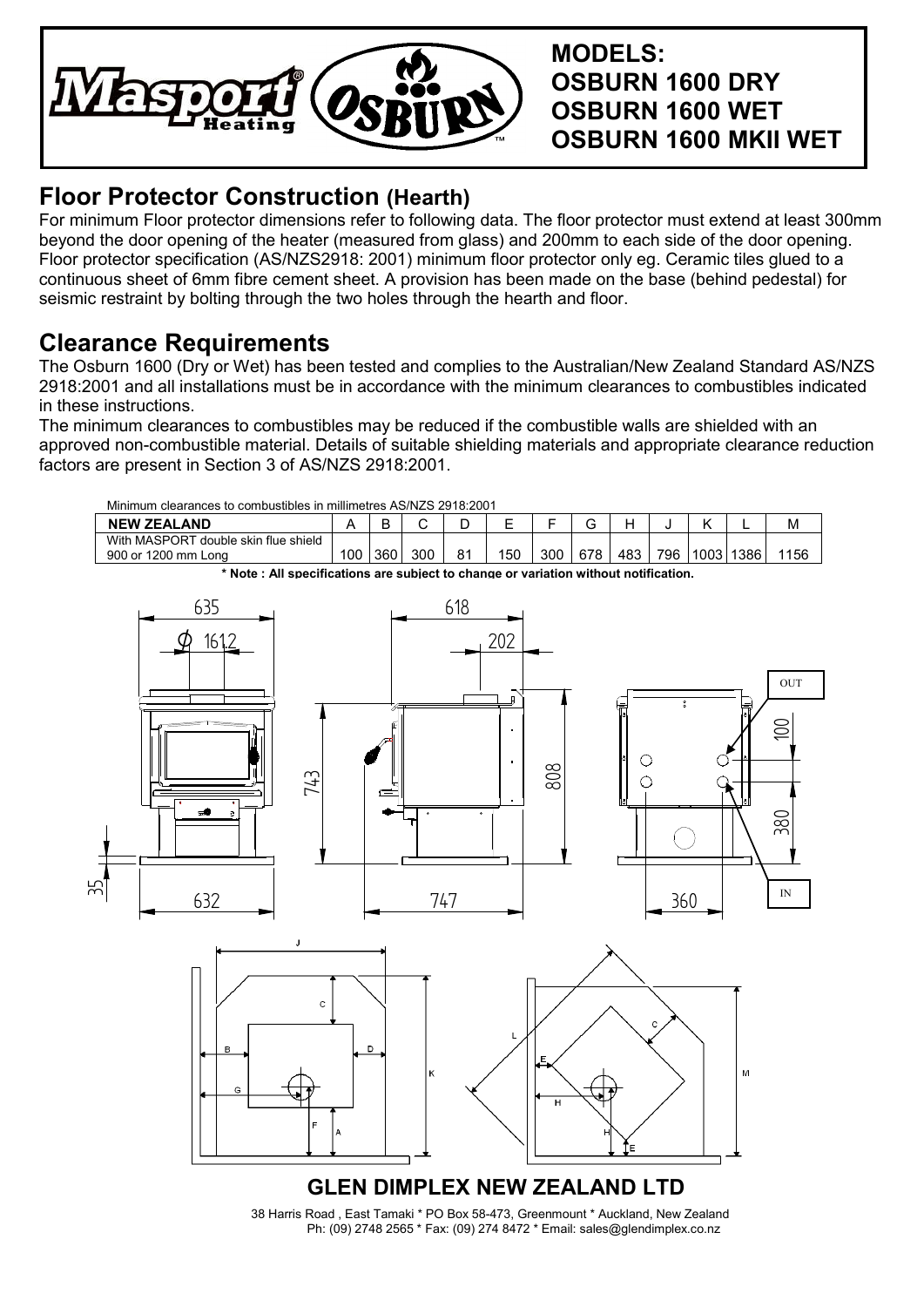MODELS:
**OSBURN 1600 DRY**
**OSBURN 1600 WET**
**OSBURN 1600 MKII WET**

## Floor Protector Construction (Hearth)

For minimum Floor protector dimensions refer to following data. The floor protector must extend at least 300mm beyond the door opening of the heater (measured from glass) and 200mm to each side of the door opening. Floor protector specification (AS/NZS2918: 2001) minimum floor protector only eg. Ceramic tiles glued to a continuous sheet of 6mm fibre cement sheet. A provision has been made on the base (behind pedestal) for seismic restraint by bolting through the two holes through the hearth and floor.

## Clearance Requirements

The Osburn 1600 (Dry or Wet) has been tested and complies to the Australian/New Zealand Standard AS/NZS 2918:2001 and all installations must be in accordance with the minimum clearances to combustibles indicated in these instructions.

The minimum clearances to combustibles may be reduced if the combustible walls are shielded with an approved non-combustible material. Details of suitable shielding materials and appropriate clearance reduction factors are present in Section 3 of AS/NZS 2918:2001.

Minimum clearances to combustibles in millimetres AS/NZS 2918:2001

| NEW ZEALAND | A | B | C | D | E | F | G | H | J | K | L | M |
|---|---|---|---|---|---|---|---|---|---|---|---|---|
| With MASPORT double skin flue shield 900 or 1200 mm Long | 100 | 360 | 300 | 81 | 150 | 300 | 678 | 483 | 796 | 1003 | 1386 | 1156 |

**\* Note : All specifications are subject to change or variation without notification.**

## GLEN DIMPLEX NEW ZEALAND LTD

38 Harris Road , East Tamaki * PO Box 58-473, Greenmount * Auckland, New Zealand
Ph: (09) 2748 2565 * Fax: (09) 274 8472 * Email: sales@glendimplex.co.nz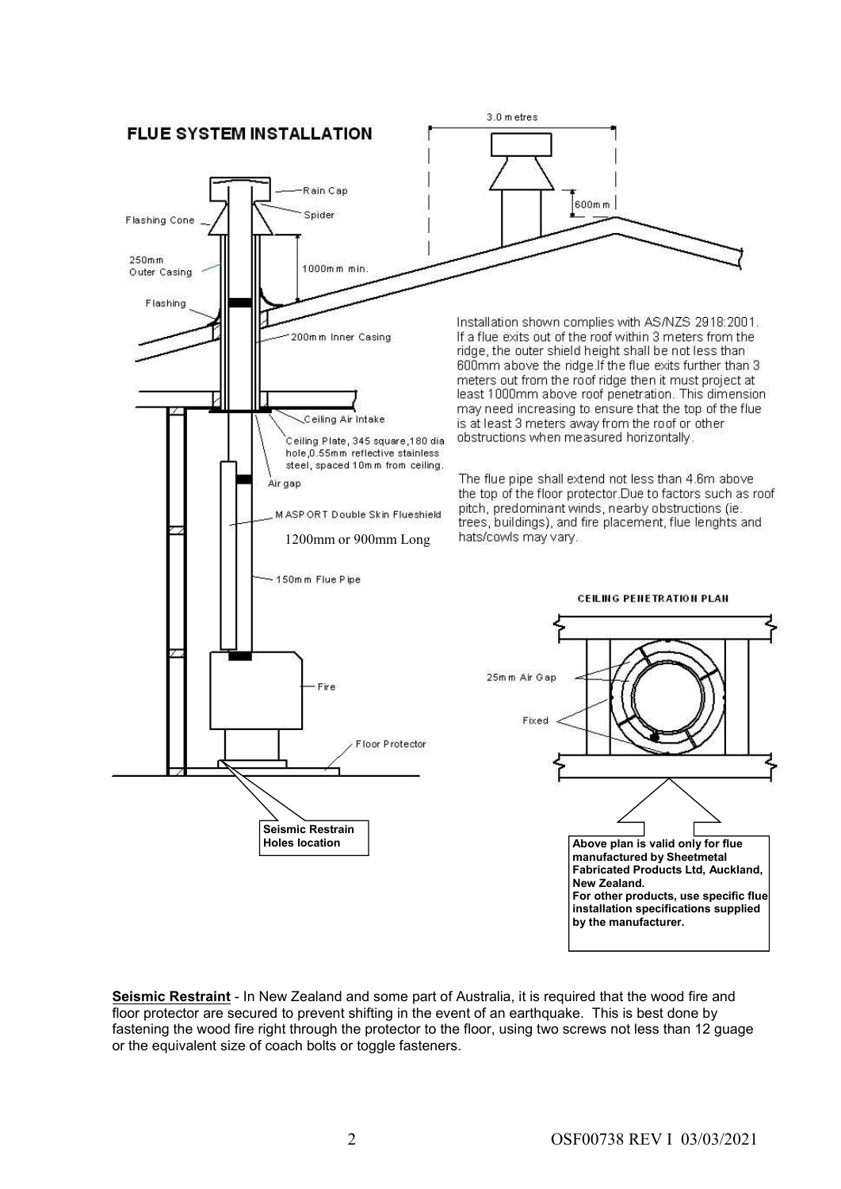## FLUE SYSTEM INSTALLATION

Rain Cap

Spider

Flashing Cone

250mm Outer Casing

1000mm min.

Flashing

200mm Inner Casing

Ceiling Air Intake

Ceiling Plate, 345 square, 180 dia hole, 0.55mm reflective stainless steel, spaced 10mm from ceiling.

Air gap

MASPORT Double Skin Flueshield

1200mm or 900mm Long

150mm Flue Pipe

Fire

Floor Protector

**Seismic Restrain Holes location**

3.0 metres

600mm

Installation shown complies with AS/NZS 2918:2001. If a flue exits out of the roof within 3 meters from the ridge, the outer shield height shall be not less than 600mm above the ridge. If the flue exits further than 3 meters out from the roof ridge then it must project at least 1000mm above roof penetration. This dimension may need increasing to ensure that the top of the flue is at least 3 meters away from the roof or other obstructions when measured horizontally.

The flue pipe shall extend not less than 4.6m above the top of the floor protector. Due to factors such as roof pitch, predominant winds, nearby obstructions (ie. trees, buildings), and fire placement, flue lenghts and hats/cowls may vary.

### CEILING PENETRATION PLAN

25mm Air Gap

Fixed

**Above plan is valid only for flue manufactured by Sheetmetal Fabricated Products Ltd, Auckland, New Zealand.**
**For other products, use specific flue installation specifications supplied by the manufacturer.**

**Seismic Restraint** - In New Zealand and some part of Australia, it is required that the wood fire and floor protector are secured to prevent shifting in the event of an earthquake. This is best done by fastening the wood fire right through the protector to the floor, using two screws not less than 12 guage or the equivalent size of coach bolts or toggle fasteners.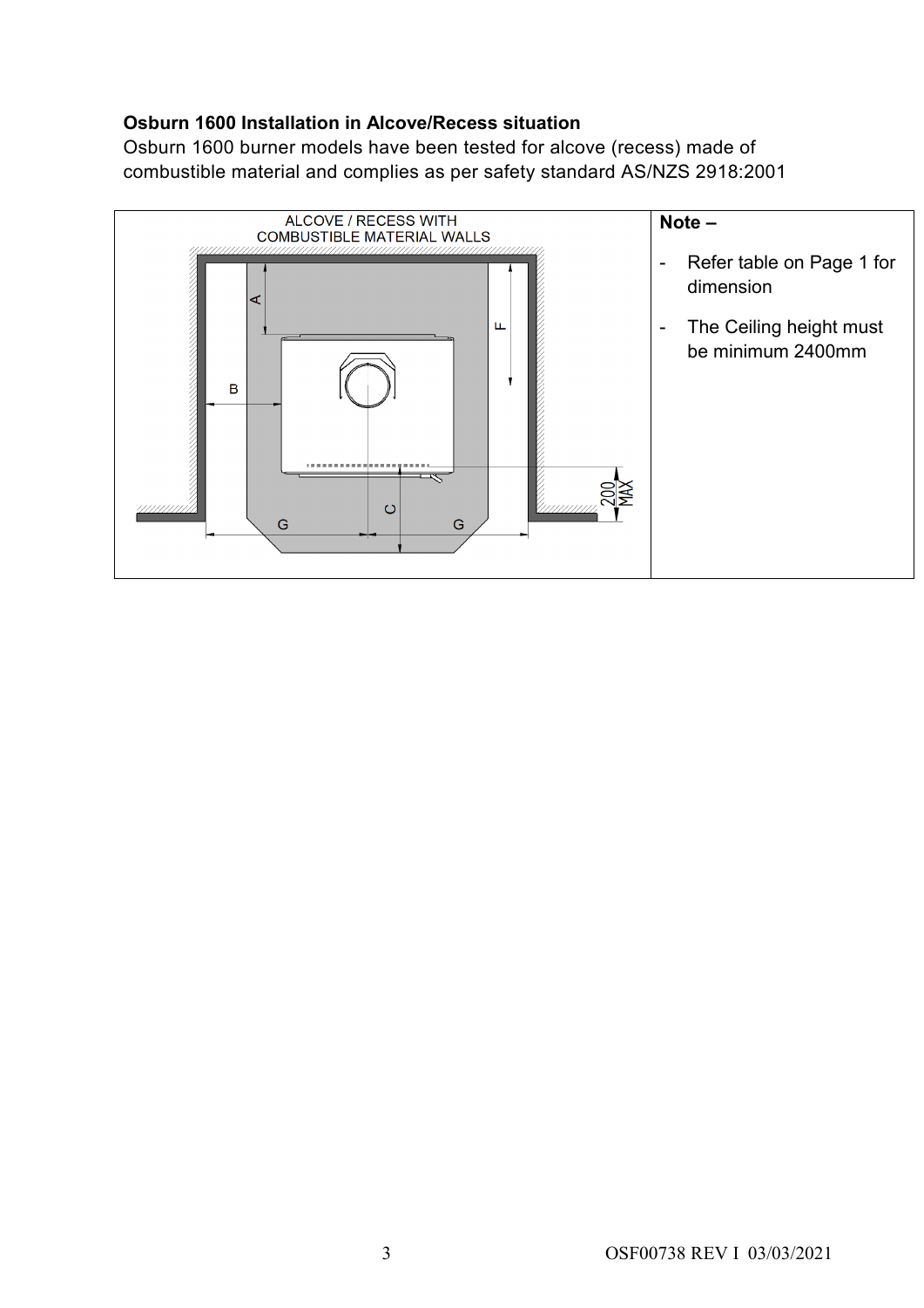**Osburn 1600 Installation in Alcove/Recess situation**

Osburn 1600 burner models have been tested for alcove (recess) made of combustible material and complies as per safety standard AS/NZS 2918:2001

ALCOVE / RECESS WITH COMBUSTIBLE MATERIAL WALLS

A

F

B

C

G

G

200 MAX

**Note –**

- Refer table on Page 1 for dimension
- The Ceiling height must be minimum 2400mm

OSF00738 REV I 03/03/2021